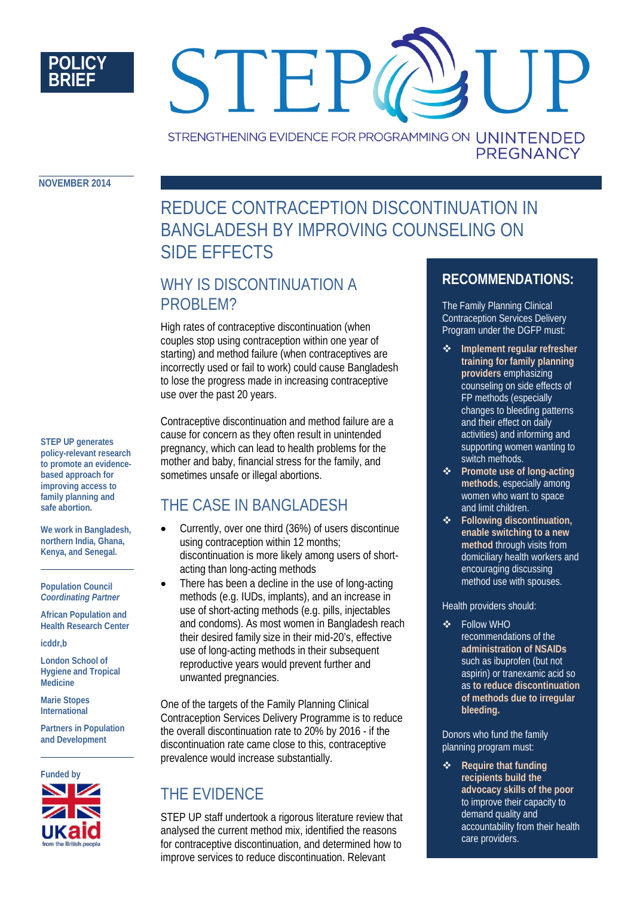POLICY BRIEF

# STEP UP

STRENGTHENING EVIDENCE FOR PROGRAMMING ON UNINTENDED PREGNANCY

NOVEMBER 2014

# REDUCE CONTRACEPTION DISCONTINUATION IN BANGLADESH BY IMPROVING COUNSELING ON SIDE EFFECTS

## WHY IS DISCONTINUATION A PROBLEM?

High rates of contraceptive discontinuation (when couples stop using contraception within one year of starting) and method failure (when contraceptives are incorrectly used or fail to work) could cause Bangladesh to lose the progress made in increasing contraceptive use over the past 20 years.

Contraceptive discontinuation and method failure are a cause for concern as they often result in unintended pregnancy, which can lead to health problems for the mother and baby, financial stress for the family, and sometimes unsafe or illegal abortions.

## THE CASE IN BANGLADESH

- Currently, over one third (36%) of users discontinue using contraception within 12 months; discontinuation is more likely among users of short-acting than long-acting methods
- There has been a decline in the use of long-acting methods (e.g. IUDs, implants), and an increase in use of short-acting methods (e.g. pills, injectables and condoms). As most women in Bangladesh reach their desired family size in their mid-20's, effective use of long-acting methods in their subsequent reproductive years would prevent further and unwanted pregnancies.

One of the targets of the Family Planning Clinical Contraception Services Delivery Programme is to reduce the overall discontinuation rate to 20% by 2016 - if the discontinuation rate came close to this, contraceptive prevalence would increase substantially.

## THE EVIDENCE

STEP UP staff undertook a rigorous literature review that analysed the current method mix, identified the reasons for contraceptive discontinuation, and determined how to improve services to reduce discontinuation. Relevant

## RECOMMENDATIONS:

The Family Planning Clinical Contraception Services Delivery Program under the DGFP must:

- **Implement regular refresher training for family planning providers** emphasizing counseling on side effects of FP methods (especially changes to bleeding patterns and their effect on daily activities) and informing and supporting women wanting to switch methods.
- **Promote use of long-acting methods**, especially among women who want to space and limit children.
- **Following discontinuation, enable switching to a new method** through visits from domiciliary health workers and encouraging discussing method use with spouses.

Health providers should:

- Follow WHO recommendations of the **administration of NSAIDs** such as ibuprofen (but not aspirin) or tranexamic acid so as **to reduce discontinuation of methods due to irregular bleeding.**

Donors who fund the family planning program must:

- **Require that funding recipients build the advocacy skills of the poor** to improve their capacity to demand quality and accountability from their health care providers.

---

**STEP UP generates policy-relevant research to promote an evidence-based approach for improving access to family planning and safe abortion.**

**We work in Bangladesh, northern India, Ghana, Kenya, and Senegal.**

**Population Council**
***Coordinating Partner***

**African Population and Health Research Center**

**icddr,b**

**London School of Hygiene and Tropical Medicine**

**Marie Stopes International**

**Partners in Population and Development**

**Funded by**

UKaid from the British people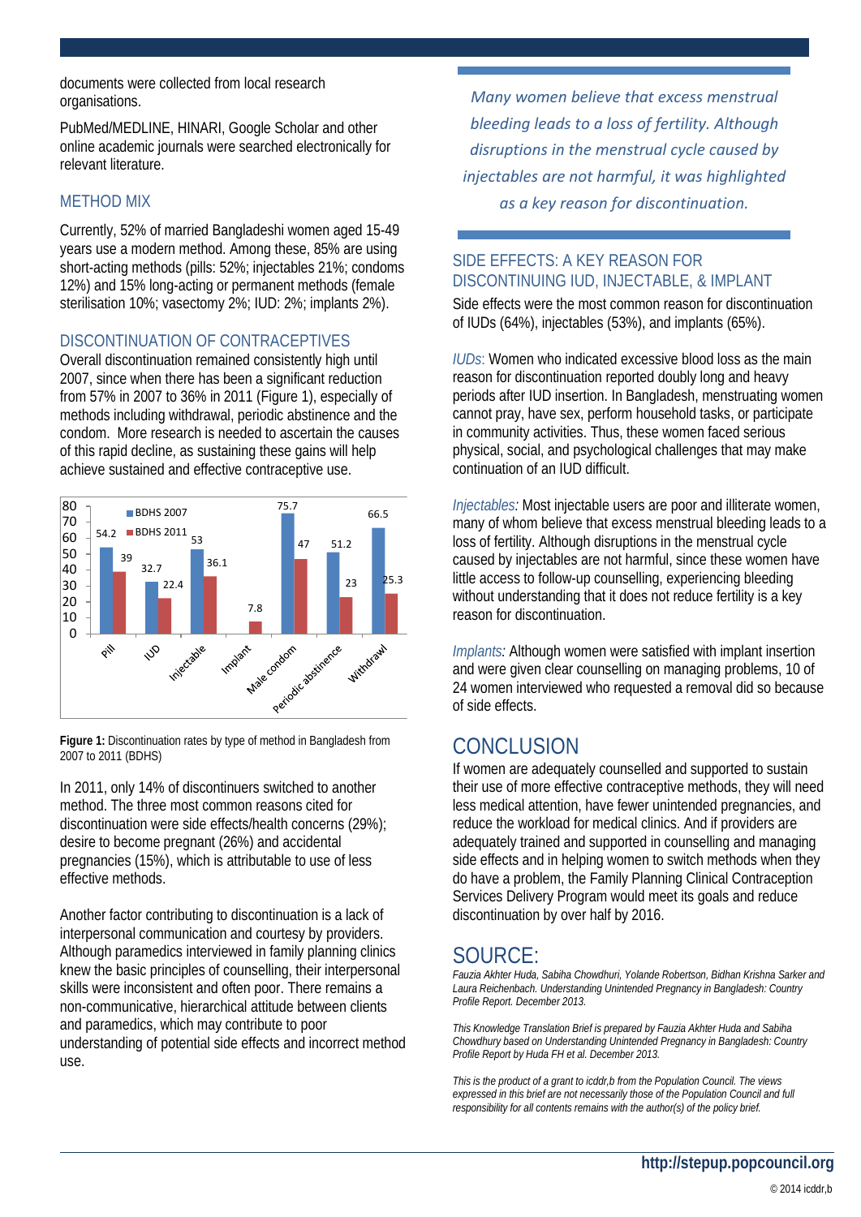documents were collected from local research organisations.

PubMed/MEDLINE, HINARI, Google Scholar and other online academic journals were searched electronically for relevant literature.

## METHOD MIX

Currently, 52% of married Bangladeshi women aged 15-49 years use a modern method. Among these, 85% are using short-acting methods (pills: 52%; injectables 21%; condoms 12%) and 15% long-acting or permanent methods (female sterilisation 10%; vasectomy 2%; IUD: 2%; implants 2%).

## DISCONTINUATION OF CONTRACEPTIVES

Overall discontinuation remained consistently high until 2007, since when there has been a significant reduction from 57% in 2007 to 36% in 2011 (Figure 1), especially of methods including withdrawal, periodic abstinence and the condom. More research is needed to ascertain the causes of this rapid decline, as sustaining these gains will help achieve sustained and effective contraceptive use.

80
70
60
50
40
30
20
10
0

BDHS 2007
BDHS 2011

54.2
39
32.7
22.4
53
36.1
7.8
75.7
47
51.2
23
66.5
25.3

Pill
IUD
Injectable
Implant
Male condom
Periodic abstinence
Withdrawl

**Figure 1:** Discontinuation rates by type of method in Bangladesh from 2007 to 2011 (BDHS)

In 2011, only 14% of discontinuers switched to another method. The three most common reasons cited for discontinuation were side effects/health concerns (29%); desire to become pregnant (26%) and accidental pregnancies (15%), which is attributable to use of less effective methods.

Another factor contributing to discontinuation is a lack of interpersonal communication and courtesy by providers. Although paramedics interviewed in family planning clinics knew the basic principles of counselling, their interpersonal skills were inconsistent and often poor. There remains a non-communicative, hierarchical attitude between clients and paramedics, which may contribute to poor understanding of potential side effects and incorrect method use.

*Many women believe that excess menstrual bleeding leads to a loss of fertility. Although disruptions in the menstrual cycle caused by injectables are not harmful, it was highlighted as a key reason for discontinuation.*

## SIDE EFFECTS: A KEY REASON FOR DISCONTINUING IUD, INJECTABLE, & IMPLANT

Side effects were the most common reason for discontinuation of IUDs (64%), injectables (53%), and implants (65%).

*IUDs*: Women who indicated excessive blood loss as the main reason for discontinuation reported doubly long and heavy periods after IUD insertion. In Bangladesh, menstruating women cannot pray, have sex, perform household tasks, or participate in community activities. Thus, these women faced serious physical, social, and psychological challenges that may make continuation of an IUD difficult.

*Injectables:* Most injectable users are poor and illiterate women, many of whom believe that excess menstrual bleeding leads to a loss of fertility. Although disruptions in the menstrual cycle caused by injectables are not harmful, since these women have little access to follow-up counselling, experiencing bleeding without understanding that it does not reduce fertility is a key reason for discontinuation.

*Implants:* Although women were satisfied with implant insertion and were given clear counselling on managing problems, 10 of 24 women interviewed who requested a removal did so because of side effects.

# CONCLUSION

If women are adequately counselled and supported to sustain their use of more effective contraceptive methods, they will need less medical attention, have fewer unintended pregnancies, and reduce the workload for medical clinics. And if providers are adequately trained and supported in counselling and managing side effects and in helping women to switch methods when they do have a problem, the Family Planning Clinical Contraception Services Delivery Program would meet its goals and reduce discontinuation by over half by 2016.

# SOURCE:

*Fauzia Akhter Huda, Sabiha Chowdhuri, Yolande Robertson, Bidhan Krishna Sarker and Laura Reichenbach. Understanding Unintended Pregnancy in Bangladesh: Country Profile Report. December 2013.*

*This Knowledge Translation Brief is prepared by Fauzia Akhter Huda and Sabiha Chowdhury based on Understanding Unintended Pregnancy in Bangladesh: Country Profile Report by Huda FH et al. December 2013.*

*This is the product of a grant to icddr,b from the Population Council. The views expressed in this brief are not necessarily those of the Population Council and full responsibility for all contents remains with the author(s) of the policy brief.*

**http://stepup.popcouncil.org**

© 2014 icddr,b